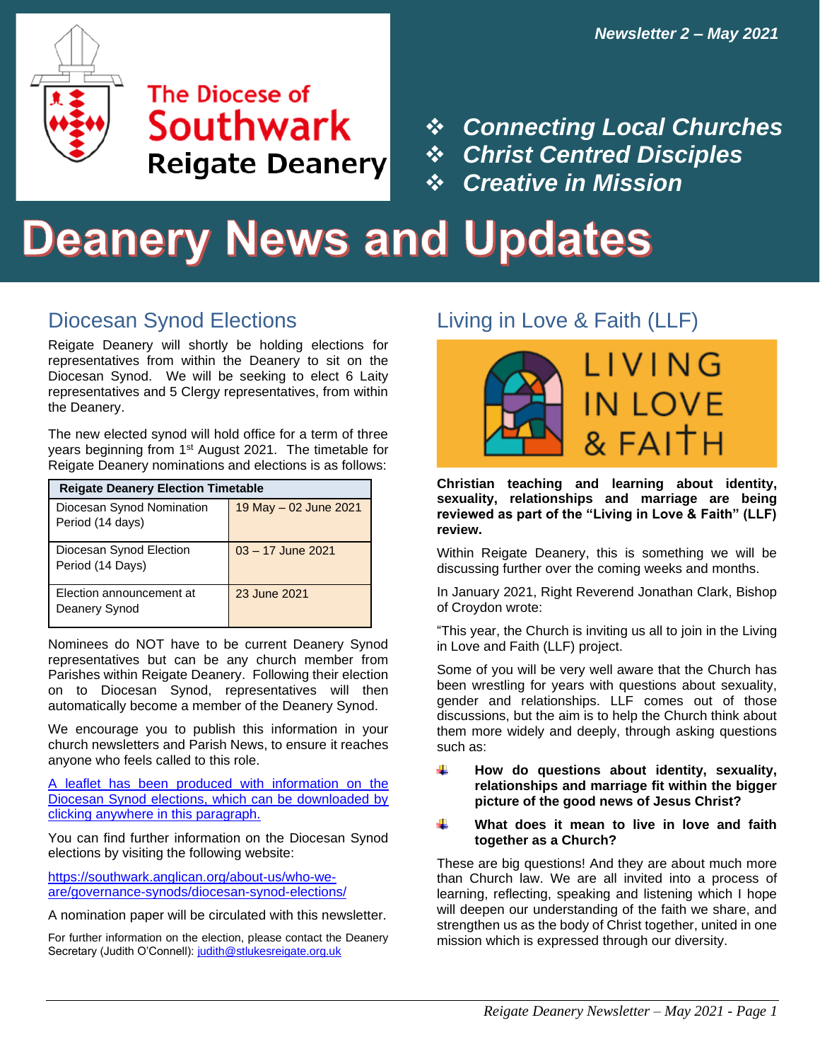The Diocese of Southwark
Reigate Deanery

*Newsletter 2 – May 2021*

- ***Connecting Local Churches***
- ***Christ Centred Disciples***
- ***Creative in Mission***

# Deanery News and Updates

## Diocesan Synod Elections

Reigate Deanery will shortly be holding elections for representatives from within the Deanery to sit on the Diocesan Synod. We will be seeking to elect 6 Laity representatives and 5 Clergy representatives, from within the Deanery.

The new elected synod will hold office for a term of three years beginning from 1st August 2021. The timetable for Reigate Deanery nominations and elections is as follows:

| Reigate Deanery Election Timetable | |
|---|---|
| Diocesan Synod Nomination Period (14 days) | 19 May – 02 June 2021 |
| Diocesan Synod Election Period (14 Days) | 03 – 17 June 2021 |
| Election announcement at Deanery Synod | 23 June 2021 |

Nominees do NOT have to be current Deanery Synod representatives but can be any church member from Parishes within Reigate Deanery. Following their election on to Diocesan Synod, representatives will then automatically become a member of the Deanery Synod.

We encourage you to publish this information in your church newsletters and Parish News, to ensure it reaches anyone who feels called to this role.

A leaflet has been produced with information on the Diocesan Synod elections, which can be downloaded by clicking anywhere in this paragraph.

You can find further information on the Diocesan Synod elections by visiting the following website:

https://southwark.anglican.org/about-us/who-we-are/governance-synods/diocesan-synod-elections/

A nomination paper will be circulated with this newsletter.

For further information on the election, please contact the Deanery Secretary (Judith O'Connell): judith@stlukesreigate.org.uk

## Living in Love & Faith (LLF)

LIVING IN LOVE & FAITH

**Christian teaching and learning about identity, sexuality, relationships and marriage are being reviewed as part of the "Living in Love & Faith" (LLF) review.**

Within Reigate Deanery, this is something we will be discussing further over the coming weeks and months.

In January 2021, Right Reverend Jonathan Clark, Bishop of Croydon wrote:

"This year, the Church is inviting us all to join in the Living in Love and Faith (LLF) project.

Some of you will be very well aware that the Church has been wrestling for years with questions about sexuality, gender and relationships. LLF comes out of those discussions, but the aim is to help the Church think about them more widely and deeply, through asking questions such as:

- **How do questions about identity, sexuality, relationships and marriage fit within the bigger picture of the good news of Jesus Christ?**
- **What does it mean to live in love and faith together as a Church?**

These are big questions! And they are about much more than Church law. We are all invited into a process of learning, reflecting, speaking and listening which I hope will deepen our understanding of the faith we share, and strengthen us as the body of Christ together, united in one mission which is expressed through our diversity.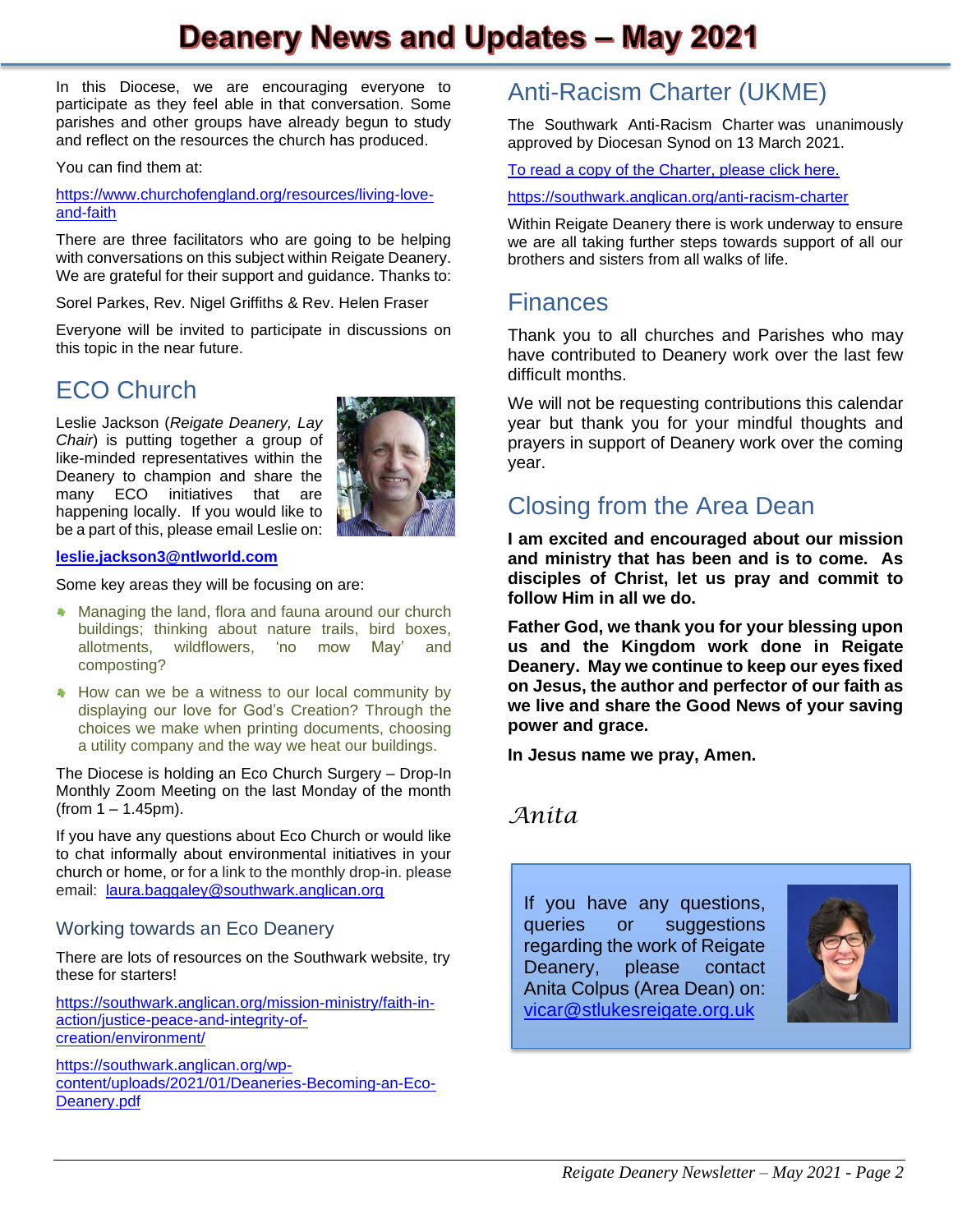# Deanery News and Updates – May 2021

In this Diocese, we are encouraging everyone to participate as they feel able in that conversation. Some parishes and other groups have already begun to study and reflect on the resources the church has produced.

You can find them at:

https://www.churchofengland.org/resources/living-love-and-faith

There are three facilitators who are going to be helping with conversations on this subject within Reigate Deanery. We are grateful for their support and guidance. Thanks to:

Sorel Parkes, Rev. Nigel Griffiths & Rev. Helen Fraser

Everyone will be invited to participate in discussions on this topic in the near future.

## ECO Church

Leslie Jackson (*Reigate Deanery, Lay Chair*) is putting together a group of like-minded representatives within the Deanery to champion and share the many ECO initiatives that are happening locally. If you would like to be a part of this, please email Leslie on:

**leslie.jackson3@ntlworld.com**

Some key areas they will be focusing on are:

- Managing the land, flora and fauna around our church buildings; thinking about nature trails, bird boxes, allotments, wildflowers, 'no mow May' and composting?
- How can we be a witness to our local community by displaying our love for God's Creation? Through the choices we make when printing documents, choosing a utility company and the way we heat our buildings.

The Diocese is holding an Eco Church Surgery – Drop-In Monthly Zoom Meeting on the last Monday of the month (from 1 – 1.45pm).

If you have any questions about Eco Church or would like to chat informally about environmental initiatives in your church or home, or for a link to the monthly drop-in. please email: laura.baggaley@southwark.anglican.org

### Working towards an Eco Deanery

There are lots of resources on the Southwark website, try these for starters!

https://southwark.anglican.org/mission-ministry/faith-in-action/justice-peace-and-integrity-of-creation/environment/

https://southwark.anglican.org/wp-content/uploads/2021/01/Deaneries-Becoming-an-Eco-Deanery.pdf

## Anti-Racism Charter (UKME)

The Southwark Anti-Racism Charter was unanimously approved by Diocesan Synod on 13 March 2021.

To read a copy of the Charter, please click here.

https://southwark.anglican.org/anti-racism-charter

Within Reigate Deanery there is work underway to ensure we are all taking further steps towards support of all our brothers and sisters from all walks of life.

## Finances

Thank you to all churches and Parishes who may have contributed to Deanery work over the last few difficult months.

We will not be requesting contributions this calendar year but thank you for your mindful thoughts and prayers in support of Deanery work over the coming year.

## Closing from the Area Dean

**I am excited and encouraged about our mission and ministry that has been and is to come. As disciples of Christ, let us pray and commit to follow Him in all we do.**

**Father God, we thank you for your blessing upon us and the Kingdom work done in Reigate Deanery. May we continue to keep our eyes fixed on Jesus, the author and perfector of our faith as we live and share the Good News of your saving power and grace.**

**In Jesus name we pray, Amen.**

*Anita*

If you have any questions, queries or suggestions regarding the work of Reigate Deanery, please contact Anita Colpus (Area Dean) on: vicar@stlukesreigate.org.uk